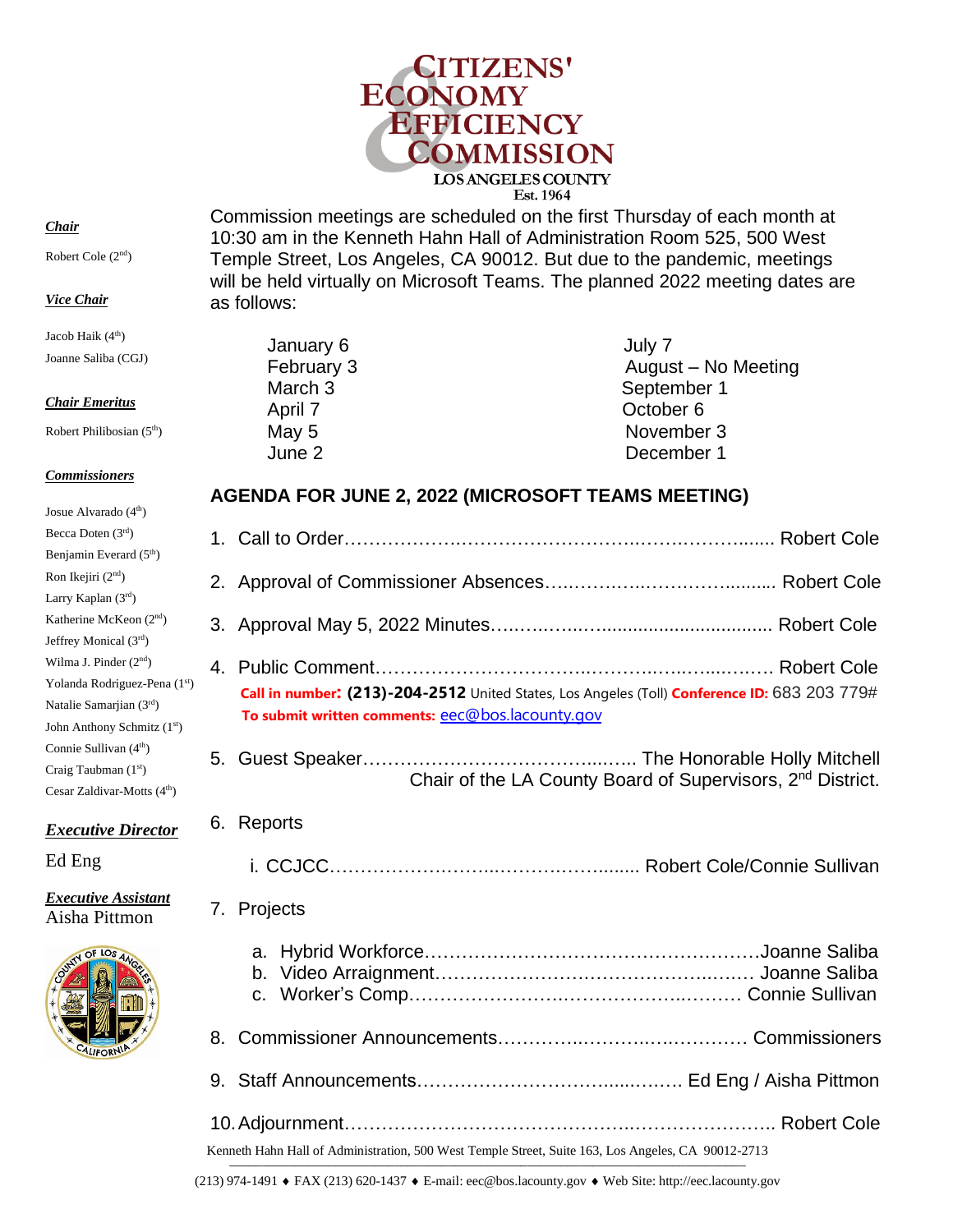# CITIZENS' ECONOMY & EFFICIENCY COMMISSION

LOS ANGELES COUNTY

Est. 1964

***Chair***

Robert Cole (2nd)

***Vice Chair***

Jacob Haik (4th)

Joanne Saliba (CGJ)

***Chair Emeritus***

Robert Philibosian (5th)

***Commissioners***

Josue Alvarado (4th)
Becca Doten (3rd)
Benjamin Everard (5th)
Ron Ikejiri (2nd)
Larry Kaplan (3rd)
Katherine McKeon (2nd)
Jeffrey Monical (3rd)
Wilma J. Pinder (2nd)
Yolanda Rodriguez-Pena (1st)
Natalie Samarjian (3rd)
John Anthony Schmitz (1st)
Connie Sullivan (4th)
Craig Taubman (1st)
Cesar Zaldivar-Motts (4th)

***Executive Director***

Ed Eng

***Executive Assistant***

Aisha Pittmon

Commission meetings are scheduled on the first Thursday of each month at 10:30 am in the Kenneth Hahn Hall of Administration Room 525, 500 West Temple Street, Los Angeles, CA 90012. But due to the pandemic, meetings will be held virtually on Microsoft Teams. The planned 2022 meeting dates are as follows:

| | |
|---|---|
| January 6 | July 7 |
| February 3 | August – No Meeting |
| March 3 | September 1 |
| April 7 | October 6 |
| May 5 | November 3 |
| June 2 | December 1 |

## AGENDA FOR JUNE 2, 2022 (MICROSOFT TEAMS MEETING)

1. Call to Order…………………………………………………………… Robert Cole
2. Approval of Commissioner Absences…………………………………… Robert Cole
3. Approval May 5, 2022 Minutes…………………………………………… Robert Cole
4. Public Comment………………………………………………………… Robert Cole

   **Call in number: (213)-204-2512** United States, Los Angeles (Toll) **Conference ID:** 683 203 779#

   **To submit written comments:** eec@bos.lacounty.gov

5. Guest Speaker…………………………………… The Honorable Holly Mitchell
   Chair of the LA County Board of Supervisors, 2nd District.
6. Reports

   i. CCJCC……………………………………………… Robert Cole/Connie Sullivan

7. Projects

   a. Hybrid Workforce…………………………………………………Joanne Saliba
   b. Video Arraignment……………………………………………… Joanne Saliba
   c. Worker's Comp………………………………………………… Connie Sullivan

8. Commissioner Announcements……………………………………… Commissioners
9. Staff Announcements………………………………………… Ed Eng / Aisha Pittmon
10. Adjournment…………………………………………………………… Robert Cole

Kenneth Hahn Hall of Administration, 500 West Temple Street, Suite 163, Los Angeles, CA 90012-2713

(213) 974-1491 ♦ FAX (213) 620-1437 ♦ E-mail: eec@bos.lacounty.gov ♦ Web Site: http://eec.lacounty.gov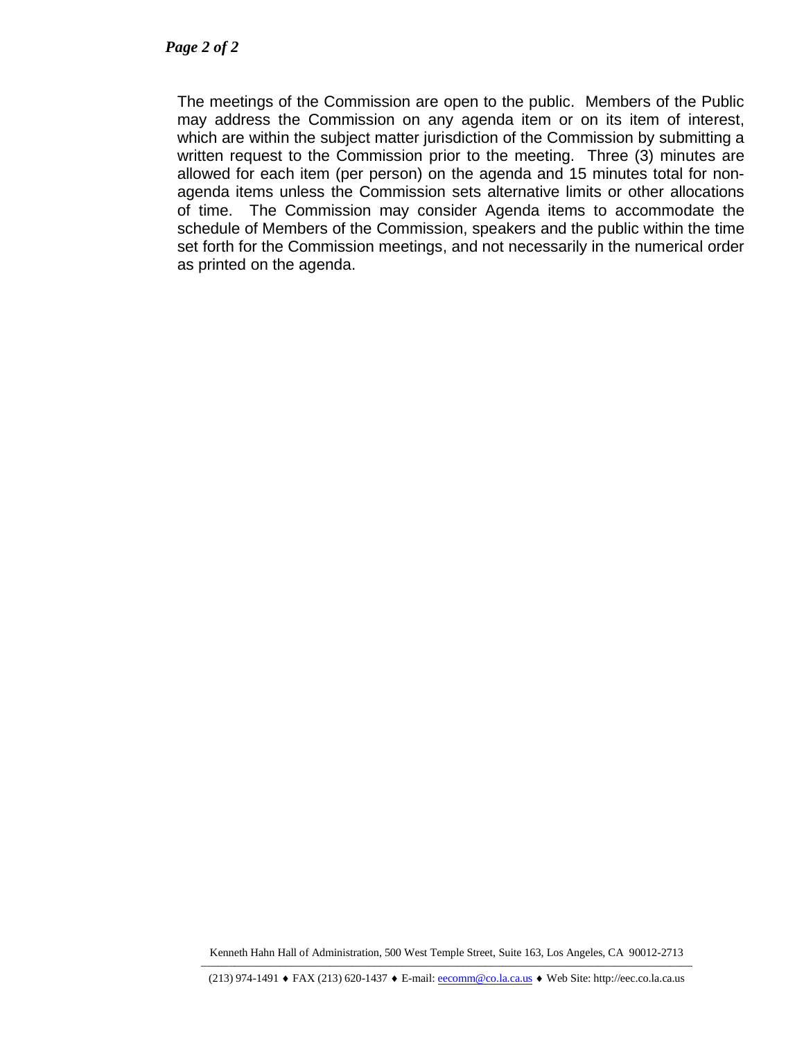The meetings of the Commission are open to the public. Members of the Public may address the Commission on any agenda item or on its item of interest, which are within the subject matter jurisdiction of the Commission by submitting a written request to the Commission prior to the meeting. Three (3) minutes are allowed for each item (per person) on the agenda and 15 minutes total for non-agenda items unless the Commission sets alternative limits or other allocations of time. The Commission may consider Agenda items to accommodate the schedule of Members of the Commission, speakers and the public within the time set forth for the Commission meetings, and not necessarily in the numerical order as printed on the agenda.